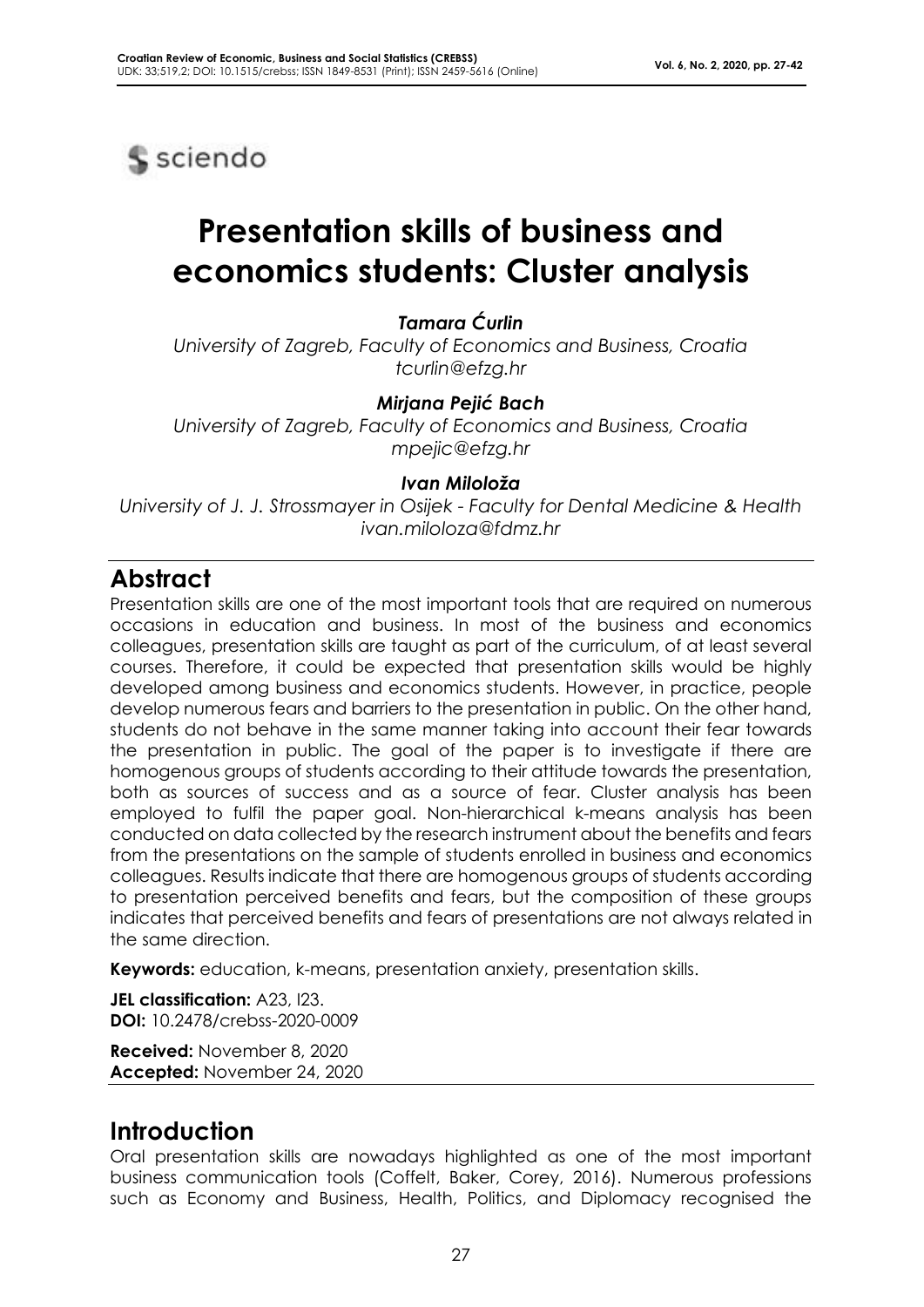# Presentation skills of business and economics students: Cluster analysis

***Tamara Ćurlin***

*University of Zagreb, Faculty of Economics and Business, Croatia*
*tcurlin@efzg.hr*

***Mirjana Pejić Bach***

*University of Zagreb, Faculty of Economics and Business, Croatia*
*mpejic@efzg.hr*

***Ivan Miloloža***

*University of J. J. Strossmayer in Osijek - Faculty for Dental Medicine & Health*
*ivan.miloloza@fdmz.hr*

## Abstract

Presentation skills are one of the most important tools that are required on numerous occasions in education and business. In most of the business and economics colleagues, presentation skills are taught as part of the curriculum, of at least several courses. Therefore, it could be expected that presentation skills would be highly developed among business and economics students. However, in practice, people develop numerous fears and barriers to the presentation in public. On the other hand, students do not behave in the same manner taking into account their fear towards the presentation in public. The goal of the paper is to investigate if there are homogenous groups of students according to their attitude towards the presentation, both as sources of success and as a source of fear. Cluster analysis has been employed to fulfil the paper goal. Non-hierarchical k-means analysis has been conducted on data collected by the research instrument about the benefits and fears from the presentations on the sample of students enrolled in business and economics colleagues. Results indicate that there are homogenous groups of students according to presentation perceived benefits and fears, but the composition of these groups indicates that perceived benefits and fears of presentations are not always related in the same direction.

**Keywords:** education, k-means, presentation anxiety, presentation skills.

**JEL classification:** A23, I23.
**DOI:** 10.2478/crebss-2020-0009

**Received:** November 8, 2020
**Accepted:** November 24, 2020

## Introduction

Oral presentation skills are nowadays highlighted as one of the most important business communication tools (Coffelt, Baker, Corey, 2016). Numerous professions such as Economy and Business, Health, Politics, and Diplomacy recognised the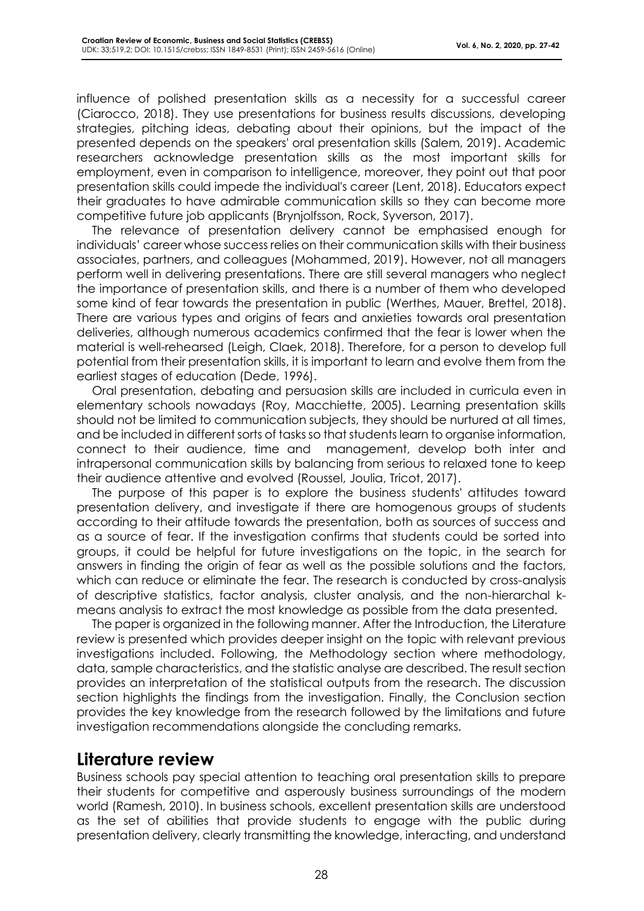influence of polished presentation skills as a necessity for a successful career (Ciarocco, 2018). They use presentations for business results discussions, developing strategies, pitching ideas, debating about their opinions, but the impact of the presented depends on the speakers' oral presentation skills (Salem, 2019). Academic researchers acknowledge presentation skills as the most important skills for employment, even in comparison to intelligence, moreover, they point out that poor presentation skills could impede the individual's career (Lent, 2018). Educators expect their graduates to have admirable communication skills so they can become more competitive future job applicants (Brynjolfsson, Rock, Syverson, 2017).

The relevance of presentation delivery cannot be emphasised enough for individuals' career whose success relies on their communication skills with their business associates, partners, and colleagues (Mohammed, 2019). However, not all managers perform well in delivering presentations. There are still several managers who neglect the importance of presentation skills, and there is a number of them who developed some kind of fear towards the presentation in public (Werthes, Mauer, Brettel, 2018). There are various types and origins of fears and anxieties towards oral presentation deliveries, although numerous academics confirmed that the fear is lower when the material is well-rehearsed (Leigh, Claek, 2018). Therefore, for a person to develop full potential from their presentation skills, it is important to learn and evolve them from the earliest stages of education (Dede, 1996).

Oral presentation, debating and persuasion skills are included in curricula even in elementary schools nowadays (Roy, Macchiette, 2005). Learning presentation skills should not be limited to communication subjects, they should be nurtured at all times, and be included in different sorts of tasks so that students learn to organise information, connect to their audience, time and management, develop both inter and intrapersonal communication skills by balancing from serious to relaxed tone to keep their audience attentive and evolved (Roussel, Joulia, Tricot, 2017).

The purpose of this paper is to explore the business students' attitudes toward presentation delivery, and investigate if there are homogenous groups of students according to their attitude towards the presentation, both as sources of success and as a source of fear. If the investigation confirms that students could be sorted into groups, it could be helpful for future investigations on the topic, in the search for answers in finding the origin of fear as well as the possible solutions and the factors, which can reduce or eliminate the fear. The research is conducted by cross-analysis of descriptive statistics, factor analysis, cluster analysis, and the non-hierarchal k-means analysis to extract the most knowledge as possible from the data presented.

The paper is organized in the following manner. After the Introduction, the Literature review is presented which provides deeper insight on the topic with relevant previous investigations included. Following, the Methodology section where methodology, data, sample characteristics, and the statistic analyse are described. The result section provides an interpretation of the statistical outputs from the research. The discussion section highlights the findings from the investigation. Finally, the Conclusion section provides the key knowledge from the research followed by the limitations and future investigation recommendations alongside the concluding remarks.

## Literature review

Business schools pay special attention to teaching oral presentation skills to prepare their students for competitive and asperously business surroundings of the modern world (Ramesh, 2010). In business schools, excellent presentation skills are understood as the set of abilities that provide students to engage with the public during presentation delivery, clearly transmitting the knowledge, interacting, and understand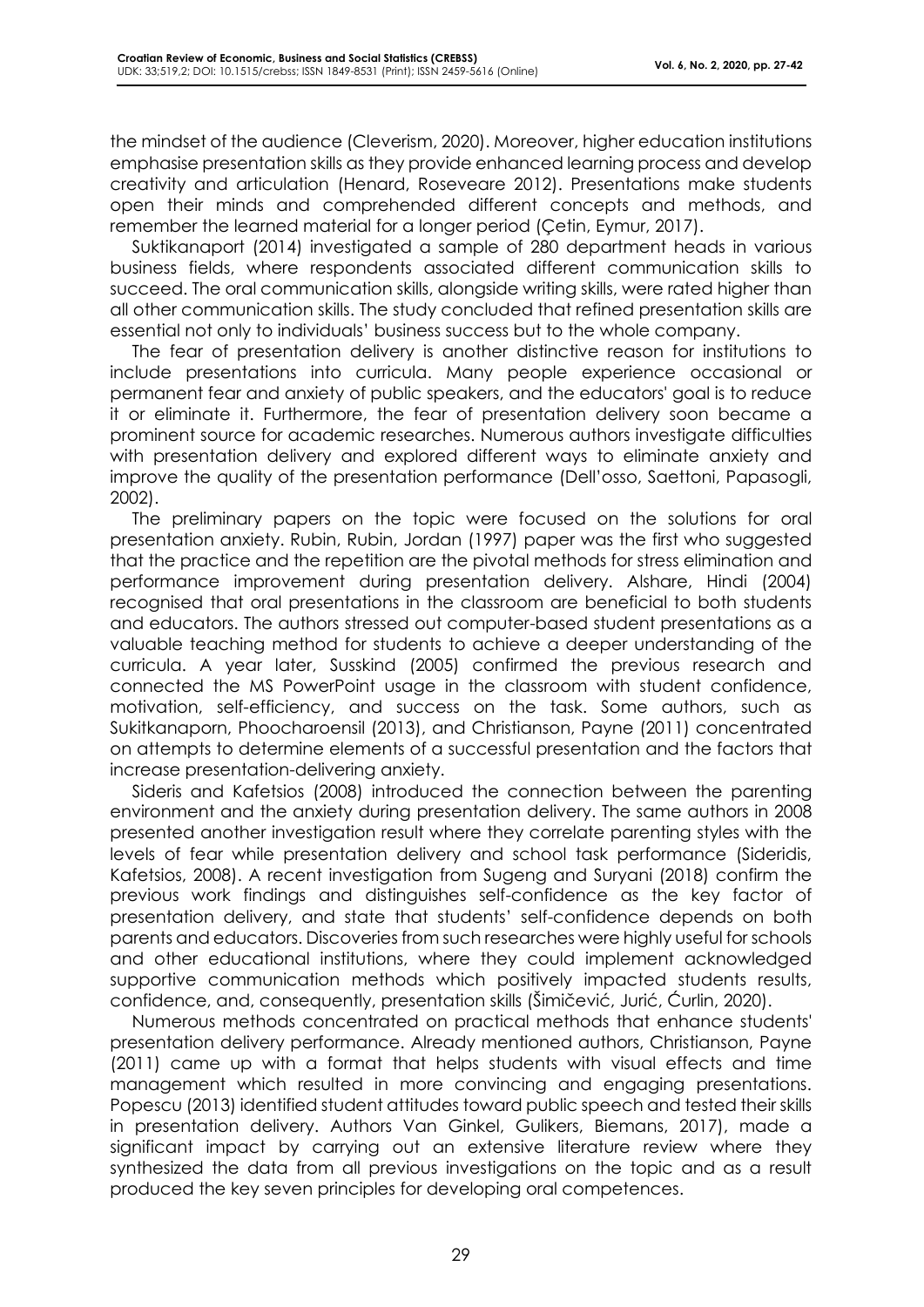the mindset of the audience (Cleverism, 2020). Moreover, higher education institutions emphasise presentation skills as they provide enhanced learning process and develop creativity and articulation (Henard, Roseveare 2012). Presentations make students open their minds and comprehended different concepts and methods, and remember the learned material for a longer period (Çetin, Eymur, 2017).

Suktikanaport (2014) investigated a sample of 280 department heads in various business fields, where respondents associated different communication skills to succeed. The oral communication skills, alongside writing skills, were rated higher than all other communication skills. The study concluded that refined presentation skills are essential not only to individuals' business success but to the whole company.

The fear of presentation delivery is another distinctive reason for institutions to include presentations into curricula. Many people experience occasional or permanent fear and anxiety of public speakers, and the educators' goal is to reduce it or eliminate it. Furthermore, the fear of presentation delivery soon became a prominent source for academic researches. Numerous authors investigate difficulties with presentation delivery and explored different ways to eliminate anxiety and improve the quality of the presentation performance (Dell'osso, Saettoni, Papasogli, 2002).

The preliminary papers on the topic were focused on the solutions for oral presentation anxiety. Rubin, Rubin, Jordan (1997) paper was the first who suggested that the practice and the repetition are the pivotal methods for stress elimination and performance improvement during presentation delivery. Alshare, Hindi (2004) recognised that oral presentations in the classroom are beneficial to both students and educators. The authors stressed out computer-based student presentations as a valuable teaching method for students to achieve a deeper understanding of the curricula. A year later, Susskind (2005) confirmed the previous research and connected the MS PowerPoint usage in the classroom with student confidence, motivation, self-efficiency, and success on the task. Some authors, such as Sukitkanaporn, Phoocharoensil (2013), and Christianson, Payne (2011) concentrated on attempts to determine elements of a successful presentation and the factors that increase presentation-delivering anxiety.

Sideris and Kafetsios (2008) introduced the connection between the parenting environment and the anxiety during presentation delivery. The same authors in 2008 presented another investigation result where they correlate parenting styles with the levels of fear while presentation delivery and school task performance (Sideridis, Kafetsios, 2008). A recent investigation from Sugeng and Suryani (2018) confirm the previous work findings and distinguishes self-confidence as the key factor of presentation delivery, and state that students' self-confidence depends on both parents and educators. Discoveries from such researches were highly useful for schools and other educational institutions, where they could implement acknowledged supportive communication methods which positively impacted students results, confidence, and, consequently, presentation skills (Šimičević, Jurić, Ćurlin, 2020).

Numerous methods concentrated on practical methods that enhance students' presentation delivery performance. Already mentioned authors, Christianson, Payne (2011) came up with a format that helps students with visual effects and time management which resulted in more convincing and engaging presentations. Popescu (2013) identified student attitudes toward public speech and tested their skills in presentation delivery. Authors Van Ginkel, Gulikers, Biemans, 2017), made a significant impact by carrying out an extensive literature review where they synthesized the data from all previous investigations on the topic and as a result produced the key seven principles for developing oral competences.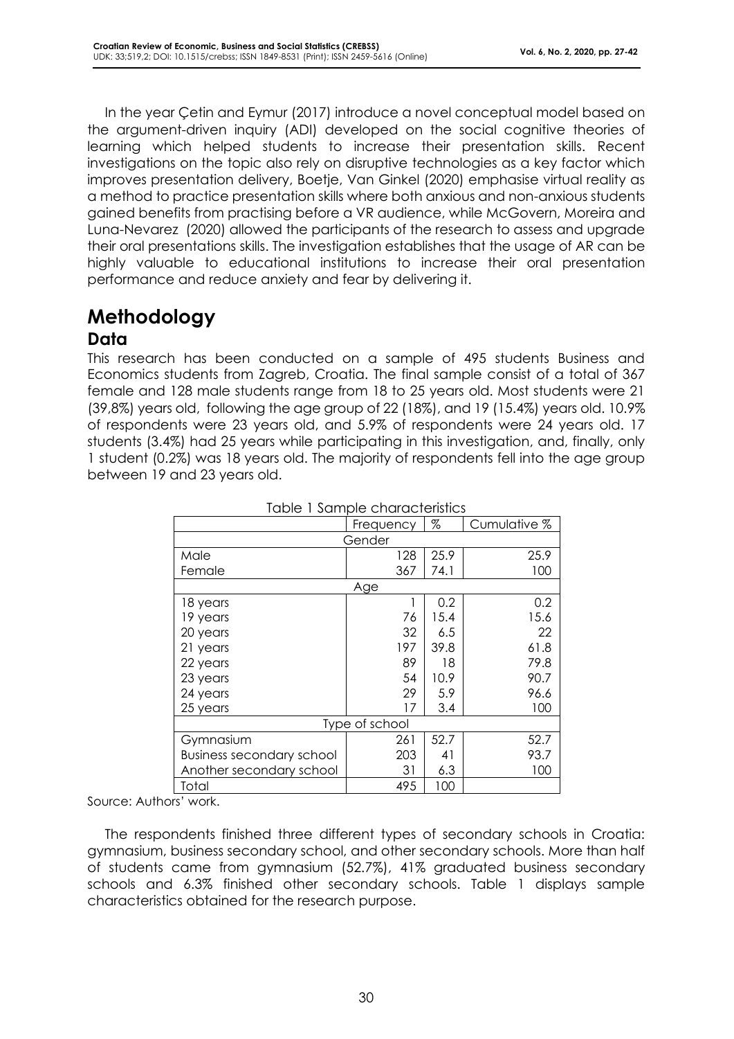In the year Çetin and Eymur (2017) introduce a novel conceptual model based on the argument-driven inquiry (ADI) developed on the social cognitive theories of learning which helped students to increase their presentation skills. Recent investigations on the topic also rely on disruptive technologies as a key factor which improves presentation delivery, Boetje, Van Ginkel (2020) emphasise virtual reality as a method to practice presentation skills where both anxious and non-anxious students gained benefits from practising before a VR audience, while McGovern, Moreira and Luna-Nevarez (2020) allowed the participants of the research to assess and upgrade their oral presentations skills. The investigation establishes that the usage of AR can be highly valuable to educational institutions to increase their oral presentation performance and reduce anxiety and fear by delivering it.

# Methodology

## Data

This research has been conducted on a sample of 495 students Business and Economics students from Zagreb, Croatia. The final sample consist of a total of 367 female and 128 male students range from 18 to 25 years old. Most students were 21 (39,8%) years old, following the age group of 22 (18%), and 19 (15.4%) years old. 10.9% of respondents were 23 years old, and 5.9% of respondents were 24 years old. 17 students (3.4%) had 25 years while participating in this investigation, and, finally, only 1 student (0.2%) was 18 years old. The majority of respondents fell into the age group between 19 and 23 years old.

Table 1 Sample characteristics

| | Frequency | % | Cumulative % |
|---|---|---|---|
| **Gender** | | | |
| Male | 128 | 25.9 | 25.9 |
| Female | 367 | 74.1 | 100 |
| **Age** | | | |
| 18 years | 1 | 0.2 | 0.2 |
| 19 years | 76 | 15.4 | 15.6 |
| 20 years | 32 | 6.5 | 22 |
| 21 years | 197 | 39.8 | 61.8 |
| 22 years | 89 | 18 | 79.8 |
| 23 years | 54 | 10.9 | 90.7 |
| 24 years | 29 | 5.9 | 96.6 |
| 25 years | 17 | 3.4 | 100 |
| **Type of school** | | | |
| Gymnasium | 261 | 52.7 | 52.7 |
| Business secondary school | 203 | 41 | 93.7 |
| Another secondary school | 31 | 6.3 | 100 |
| Total | 495 | 100 | |

Source: Authors' work.

The respondents finished three different types of secondary schools in Croatia: gymnasium, business secondary school, and other secondary schools. More than half of students came from gymnasium (52.7%), 41% graduated business secondary schools and 6.3% finished other secondary schools. Table 1 displays sample characteristics obtained for the research purpose.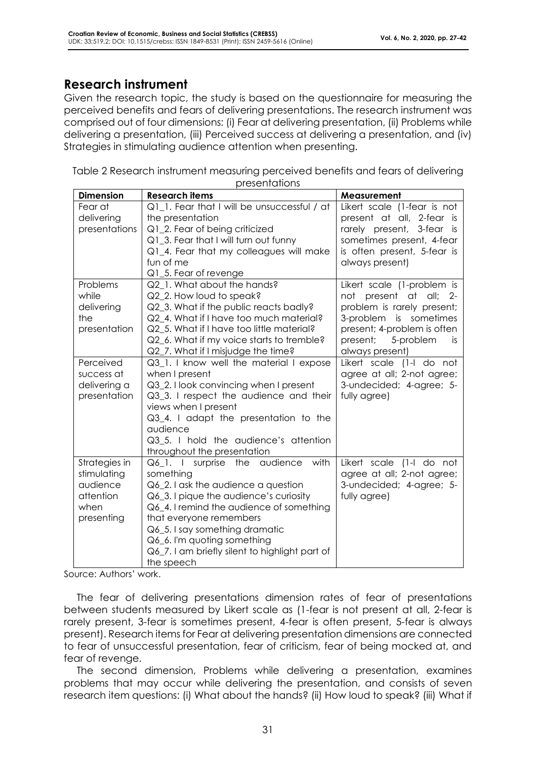## Research instrument

Given the research topic, the study is based on the questionnaire for measuring the perceived benefits and fears of delivering presentations. The research instrument was comprised out of four dimensions: (i) Fear at delivering presentation, (ii) Problems while delivering a presentation, (iii) Perceived success at delivering a presentation, and (iv) Strategies in stimulating audience attention when presenting.

Table 2 Research instrument measuring perceived benefits and fears of delivering presentations

| Dimension | Research items | Measurement |
|---|---|---|
| Fear at delivering presentations | Q1_1. Fear that I will be unsuccessful / at the presentation<br>Q1_2. Fear of being criticized<br>Q1_3. Fear that I will turn out funny<br>Q1_4. Fear that my colleagues will make fun of me<br>Q1_5. Fear of revenge | Likert scale (1-fear is not present at all, 2-fear is rarely present, 3-fear is sometimes present, 4-fear is often present, 5-fear is always present) |
| Problems while delivering the presentation | Q2_1. What about the hands?<br>Q2_2. How loud to speak?<br>Q2_3. What if the public reacts badly?<br>Q2_4. What if I have too much material?<br>Q2_5. What if I have too little material?<br>Q2_6. What if my voice starts to tremble?<br>Q2_7. What if I misjudge the time? | Likert scale (1-problem is not present at all; 2-problem is rarely present; 3-problem is sometimes present; 4-problem is often present; 5-problem is always present) |
| Perceived success at delivering a presentation | Q3_1. I know well the material I expose when I present<br>Q3_2. I look convincing when I present<br>Q3_3. I respect the audience and their views when I present<br>Q3_4. I adapt the presentation to the audience<br>Q3_5. I hold the audience's attention throughout the presentation | Likert scale (1-I do not agree at all; 2-not agree; 3-undecided; 4-agree; 5-fully agree) |
| Strategies in stimulating audience attention when presenting | Q6_1. I surprise the audience with something<br>Q6_2. I ask the audience a question<br>Q6_3. I pique the audience's curiosity<br>Q6_4. I remind the audience of something that everyone remembers<br>Q6_5. I say something dramatic<br>Q6_6. I'm quoting something<br>Q6_7. I am briefly silent to highlight part of the speech | Likert scale (1-I do not agree at all; 2-not agree; 3-undecided; 4-agree; 5-fully agree) |

Source: Authors' work.

The fear of delivering presentations dimension rates of fear of presentations between students measured by Likert scale as (1-fear is not present at all, 2-fear is rarely present, 3-fear is sometimes present, 4-fear is often present, 5-fear is always present). Research items for Fear at delivering presentation dimensions are connected to fear of unsuccessful presentation, fear of criticism, fear of being mocked at, and fear of revenge.

The second dimension, Problems while delivering a presentation, examines problems that may occur while delivering the presentation, and consists of seven research item questions: (i) What about the hands? (ii) How loud to speak? (iii) What if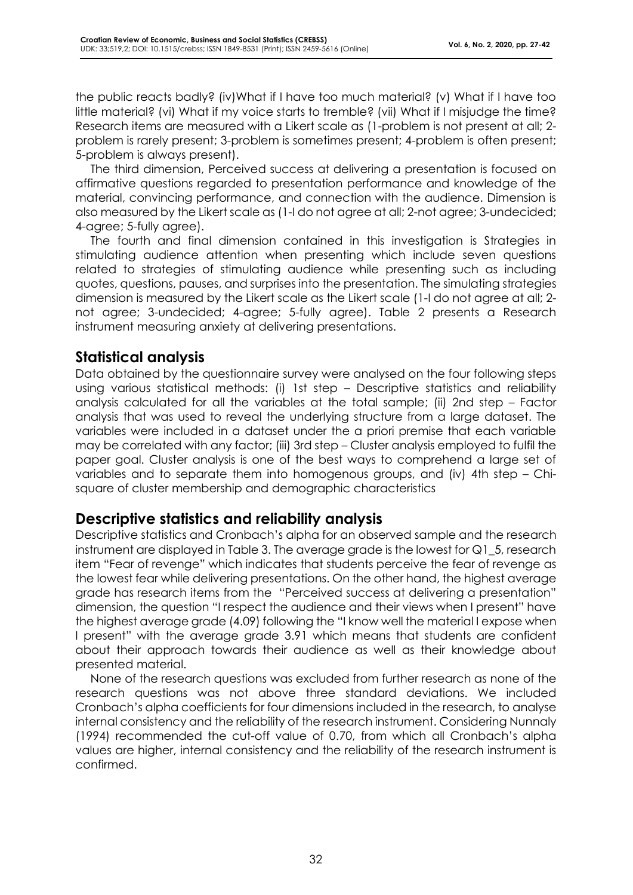the public reacts badly? (iv)What if I have too much material? (v) What if I have too little material? (vi) What if my voice starts to tremble? (vii) What if I misjudge the time? Research items are measured with a Likert scale as (1-problem is not present at all; 2-problem is rarely present; 3-problem is sometimes present; 4-problem is often present; 5-problem is always present).

The third dimension, Perceived success at delivering a presentation is focused on affirmative questions regarded to presentation performance and knowledge of the material, convincing performance, and connection with the audience. Dimension is also measured by the Likert scale as (1-I do not agree at all; 2-not agree; 3-undecided; 4-agree; 5-fully agree).

The fourth and final dimension contained in this investigation is Strategies in stimulating audience attention when presenting which include seven questions related to strategies of stimulating audience while presenting such as including quotes, questions, pauses, and surprises into the presentation. The simulating strategies dimension is measured by the Likert scale as the Likert scale (1-I do not agree at all; 2-not agree; 3-undecided; 4-agree; 5-fully agree). Table 2 presents a Research instrument measuring anxiety at delivering presentations.

## Statistical analysis

Data obtained by the questionnaire survey were analysed on the four following steps using various statistical methods: (i) 1st step – Descriptive statistics and reliability analysis calculated for all the variables at the total sample; (ii) 2nd step – Factor analysis that was used to reveal the underlying structure from a large dataset. The variables were included in a dataset under the a priori premise that each variable may be correlated with any factor; (iii) 3rd step – Cluster analysis employed to fulfil the paper goal. Cluster analysis is one of the best ways to comprehend a large set of variables and to separate them into homogenous groups, and (iv) 4th step – Chi-square of cluster membership and demographic characteristics

## Descriptive statistics and reliability analysis

Descriptive statistics and Cronbach's alpha for an observed sample and the research instrument are displayed in Table 3. The average grade is the lowest for Q1_5, research item "Fear of revenge" which indicates that students perceive the fear of revenge as the lowest fear while delivering presentations. On the other hand, the highest average grade has research items from the "Perceived success at delivering a presentation" dimension, the question "I respect the audience and their views when I present" have the highest average grade (4.09) following the "I know well the material I expose when I present" with the average grade 3.91 which means that students are confident about their approach towards their audience as well as their knowledge about presented material.

None of the research questions was excluded from further research as none of the research questions was not above three standard deviations. We included Cronbach's alpha coefficients for four dimensions included in the research, to analyse internal consistency and the reliability of the research instrument. Considering Nunnaly (1994) recommended the cut-off value of 0.70, from which all Cronbach's alpha values are higher, internal consistency and the reliability of the research instrument is confirmed.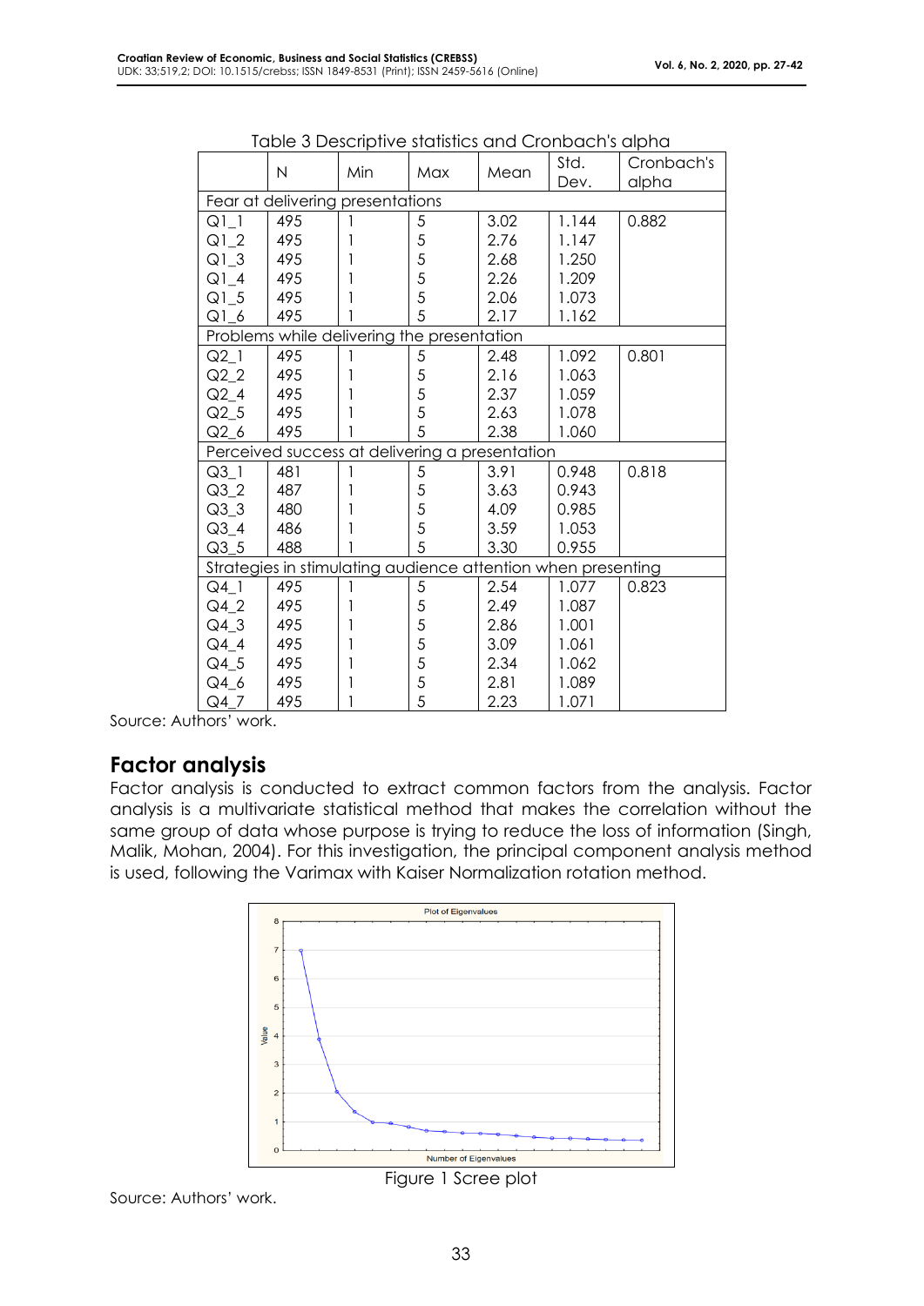Table 3 Descriptive statistics and Cronbach's alpha

| | N | Min | Max | Mean | Std. Dev. | Cronbach's alpha |
|---|---|---|---|---|---|---|
| Fear at delivering presentations | | | | | | |
| Q1_1 | 495 | 1 | 5 | 3.02 | 1.144 | 0.882 |
| Q1_2 | 495 | 1 | 5 | 2.76 | 1.147 | |
| Q1_3 | 495 | 1 | 5 | 2.68 | 1.250 | |
| Q1_4 | 495 | 1 | 5 | 2.26 | 1.209 | |
| Q1_5 | 495 | 1 | 5 | 2.06 | 1.073 | |
| Q1_6 | 495 | 1 | 5 | 2.17 | 1.162 | |
| Problems while delivering the presentation | | | | | | |
| Q2_1 | 495 | 1 | 5 | 2.48 | 1.092 | 0.801 |
| Q2_2 | 495 | 1 | 5 | 2.16 | 1.063 | |
| Q2_4 | 495 | 1 | 5 | 2.37 | 1.059 | |
| Q2_5 | 495 | 1 | 5 | 2.63 | 1.078 | |
| Q2_6 | 495 | 1 | 5 | 2.38 | 1.060 | |
| Perceived success at delivering a presentation | | | | | | |
| Q3_1 | 481 | 1 | 5 | 3.91 | 0.948 | 0.818 |
| Q3_2 | 487 | 1 | 5 | 3.63 | 0.943 | |
| Q3_3 | 480 | 1 | 5 | 4.09 | 0.985 | |
| Q3_4 | 486 | 1 | 5 | 3.59 | 1.053 | |
| Q3_5 | 488 | 1 | 5 | 3.30 | 0.955 | |
| Strategies in stimulating audience attention when presenting | | | | | | |
| Q4_1 | 495 | 1 | 5 | 2.54 | 1.077 | 0.823 |
| Q4_2 | 495 | 1 | 5 | 2.49 | 1.087 | |
| Q4_3 | 495 | 1 | 5 | 2.86 | 1.001 | |
| Q4_4 | 495 | 1 | 5 | 3.09 | 1.061 | |
| Q4_5 | 495 | 1 | 5 | 2.34 | 1.062 | |
| Q4_6 | 495 | 1 | 5 | 2.81 | 1.089 | |
| Q4_7 | 495 | 1 | 5 | 2.23 | 1.071 | |

Source: Authors' work.

## Factor analysis

Factor analysis is conducted to extract common factors from the analysis. Factor analysis is a multivariate statistical method that makes the correlation without the same group of data whose purpose is trying to reduce the loss of information (Singh, Malik, Mohan, 2004). For this investigation, the principal component analysis method is used, following the Varimax with Kaiser Normalization rotation method.

Figure 1 Scree plot

Source: Authors' work.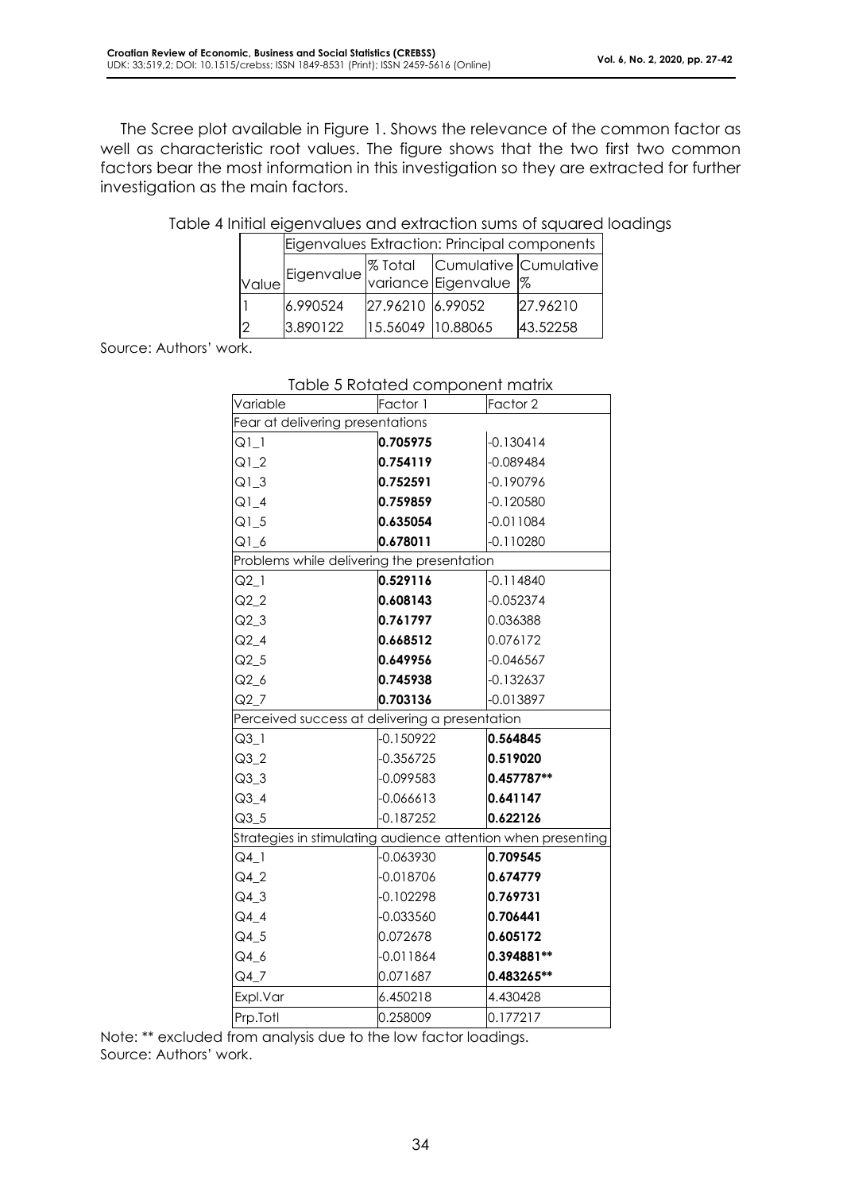The Scree plot available in Figure 1. Shows the relevance of the common factor as well as characteristic root values. The figure shows that the two first two common factors bear the most information in this investigation so they are extracted for further investigation as the main factors.

Table 4 Initial eigenvalues and extraction sums of squared loadings

| | Eigenvalues Extraction: Principal components | | | |
|---|---|---|---|---|
| Value | Eigenvalue | % Total variance | Cumulative Eigenvalue | Cumulative % |
| 1 | 6.990524 | 27.96210 | 6.99052 | 27.96210 |
| 2 | 3.890122 | 15.56049 | 10.88065 | 43.52258 |

Source: Authors' work.

Table 5 Rotated component matrix

| Variable | Factor 1 | Factor 2 |
|---|---|---|
| Fear at delivering presentations | | |
| Q1_1 | **0.705975** | -0.130414 |
| Q1_2 | **0.754119** | -0.089484 |
| Q1_3 | **0.752591** | -0.190796 |
| Q1_4 | **0.759859** | -0.120580 |
| Q1_5 | **0.635054** | -0.011084 |
| Q1_6 | **0.678011** | -0.110280 |
| Problems while delivering the presentation | | |
| Q2_1 | **0.529116** | -0.114840 |
| Q2_2 | **0.608143** | -0.052374 |
| Q2_3 | **0.761797** | 0.036388 |
| Q2_4 | **0.668512** | 0.076172 |
| Q2_5 | **0.649956** | -0.046567 |
| Q2_6 | **0.745938** | -0.132637 |
| Q2_7 | **0.703136** | -0.013897 |
| Perceived success at delivering a presentation | | |
| Q3_1 | -0.150922 | **0.564845** |
| Q3_2 | -0.356725 | **0.519020** |
| Q3_3 | -0.099583 | **0.457787\*\*** |
| Q3_4 | -0.066613 | **0.641147** |
| Q3_5 | -0.187252 | **0.622126** |
| Strategies in stimulating audience attention when presenting | | |
| Q4_1 | -0.063930 | **0.709545** |
| Q4_2 | -0.018706 | **0.674779** |
| Q4_3 | -0.102298 | **0.769731** |
| Q4_4 | -0.033560 | **0.706441** |
| Q4_5 | 0.072678 | **0.605172** |
| Q4_6 | -0.011864 | **0.394881\*\*** |
| Q4_7 | 0.071687 | **0.483265\*\*** |
| Expl.Var | 6.450218 | 4.430428 |
| Prp.Totl | 0.258009 | 0.177217 |

Note: ** excluded from analysis due to the low factor loadings.
Source: Authors' work.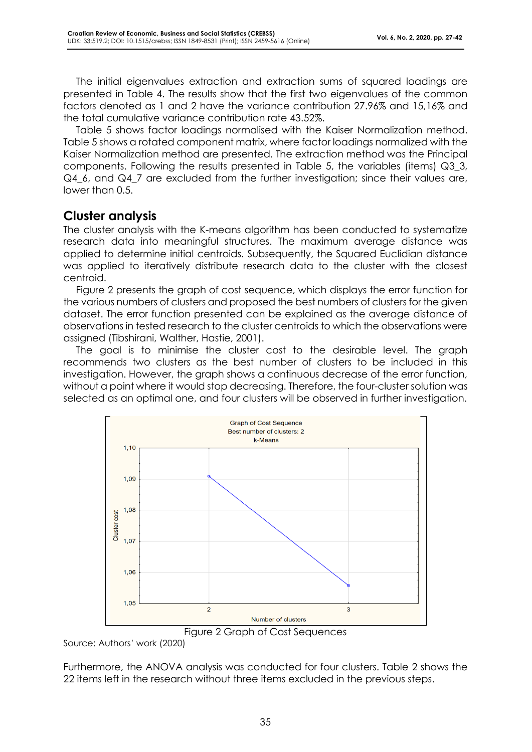The initial eigenvalues extraction and extraction sums of squared loadings are presented in Table 4. The results show that the first two eigenvalues of the common factors denoted as 1 and 2 have the variance contribution 27.96% and 15,16% and the total cumulative variance contribution rate 43.52%.

Table 5 shows factor loadings normalised with the Kaiser Normalization method. Table 5 shows a rotated component matrix, where factor loadings normalized with the Kaiser Normalization method are presented. The extraction method was the Principal components. Following the results presented in Table 5, the variables (items) Q3_3, Q4_6, and Q4_7 are excluded from the further investigation; since their values are, lower than 0.5.

## Cluster analysis

The cluster analysis with the K-means algorithm has been conducted to systematize research data into meaningful structures. The maximum average distance was applied to determine initial centroids. Subsequently, the Squared Euclidian distance was applied to iteratively distribute research data to the cluster with the closest centroid.

Figure 2 presents the graph of cost sequence, which displays the error function for the various numbers of clusters and proposed the best numbers of clusters for the given dataset. The error function presented can be explained as the average distance of observations in tested research to the cluster centroids to which the observations were assigned (Tibshirani, Walther, Hastie, 2001).

The goal is to minimise the cluster cost to the desirable level. The graph recommends two clusters as the best number of clusters to be included in this investigation. However, the graph shows a continuous decrease of the error function, without a point where it would stop decreasing. Therefore, the four-cluster solution was selected as an optimal one, and four clusters will be observed in further investigation.

Figure 2 Graph of Cost Sequences

Source: Authors' work (2020)

Furthermore, the ANOVA analysis was conducted for four clusters. Table 2 shows the 22 items left in the research without three items excluded in the previous steps.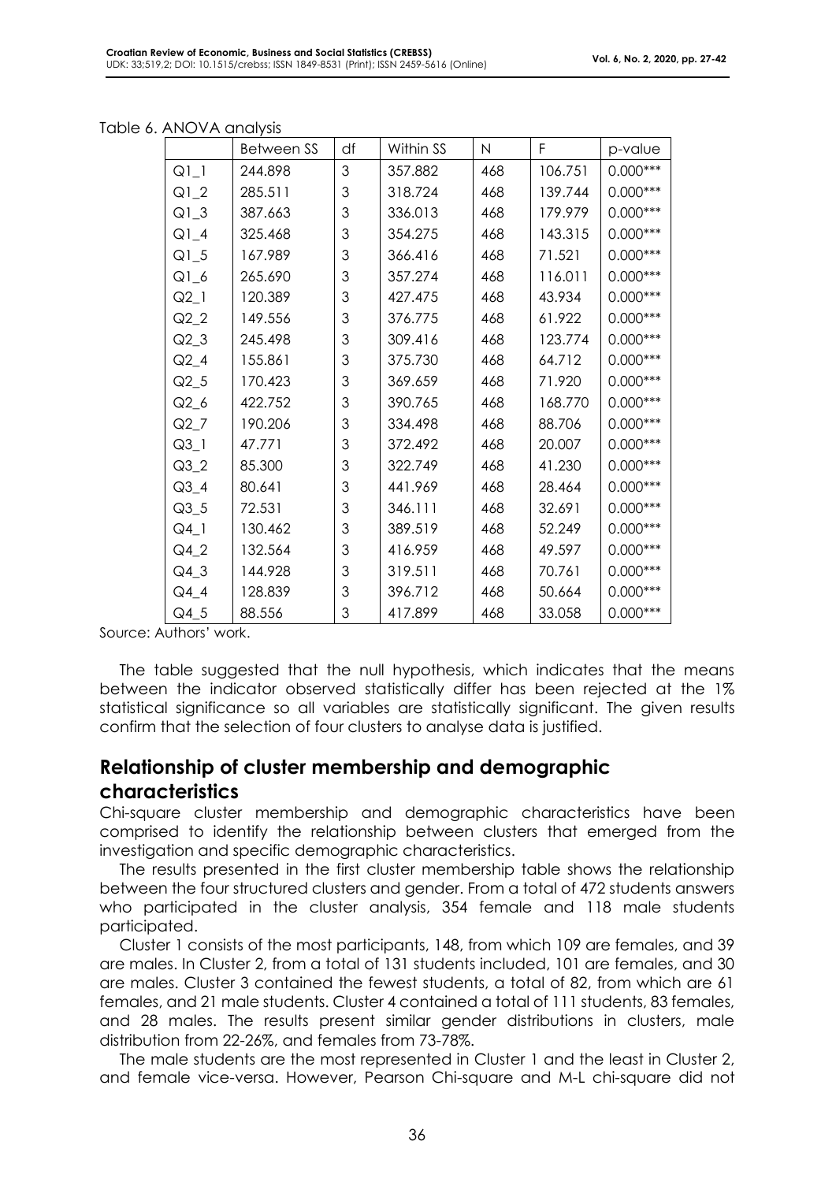Table 6. ANOVA analysis

| | Between SS | df | Within SS | N | F | p-value |
|---|---|---|---|---|---|---|
| Q1_1 | 244.898 | 3 | 357.882 | 468 | 106.751 | 0.000*** |
| Q1_2 | 285.511 | 3 | 318.724 | 468 | 139.744 | 0.000*** |
| Q1_3 | 387.663 | 3 | 336.013 | 468 | 179.979 | 0.000*** |
| Q1_4 | 325.468 | 3 | 354.275 | 468 | 143.315 | 0.000*** |
| Q1_5 | 167.989 | 3 | 366.416 | 468 | 71.521 | 0.000*** |
| Q1_6 | 265.690 | 3 | 357.274 | 468 | 116.011 | 0.000*** |
| Q2_1 | 120.389 | 3 | 427.475 | 468 | 43.934 | 0.000*** |
| Q2_2 | 149.556 | 3 | 376.775 | 468 | 61.922 | 0.000*** |
| Q2_3 | 245.498 | 3 | 309.416 | 468 | 123.774 | 0.000*** |
| Q2_4 | 155.861 | 3 | 375.730 | 468 | 64.712 | 0.000*** |
| Q2_5 | 170.423 | 3 | 369.659 | 468 | 71.920 | 0.000*** |
| Q2_6 | 422.752 | 3 | 390.765 | 468 | 168.770 | 0.000*** |
| Q2_7 | 190.206 | 3 | 334.498 | 468 | 88.706 | 0.000*** |
| Q3_1 | 47.771 | 3 | 372.492 | 468 | 20.007 | 0.000*** |
| Q3_2 | 85.300 | 3 | 322.749 | 468 | 41.230 | 0.000*** |
| Q3_4 | 80.641 | 3 | 441.969 | 468 | 28.464 | 0.000*** |
| Q3_5 | 72.531 | 3 | 346.111 | 468 | 32.691 | 0.000*** |
| Q4_1 | 130.462 | 3 | 389.519 | 468 | 52.249 | 0.000*** |
| Q4_2 | 132.564 | 3 | 416.959 | 468 | 49.597 | 0.000*** |
| Q4_3 | 144.928 | 3 | 319.511 | 468 | 70.761 | 0.000*** |
| Q4_4 | 128.839 | 3 | 396.712 | 468 | 50.664 | 0.000*** |
| Q4_5 | 88.556 | 3 | 417.899 | 468 | 33.058 | 0.000*** |

Source: Authors' work.

The table suggested that the null hypothesis, which indicates that the means between the indicator observed statistically differ has been rejected at the 1% statistical significance so all variables are statistically significant. The given results confirm that the selection of four clusters to analyse data is justified.

## Relationship of cluster membership and demographic characteristics

Chi-square cluster membership and demographic characteristics have been comprised to identify the relationship between clusters that emerged from the investigation and specific demographic characteristics.

The results presented in the first cluster membership table shows the relationship between the four structured clusters and gender. From a total of 472 students answers who participated in the cluster analysis, 354 female and 118 male students participated.

Cluster 1 consists of the most participants, 148, from which 109 are females, and 39 are males. In Cluster 2, from a total of 131 students included, 101 are females, and 30 are males. Cluster 3 contained the fewest students, a total of 82, from which are 61 females, and 21 male students. Cluster 4 contained a total of 111 students, 83 females, and 28 males. The results present similar gender distributions in clusters, male distribution from 22-26%, and females from 73-78%.

The male students are the most represented in Cluster 1 and the least in Cluster 2, and female vice-versa. However, Pearson Chi-square and M-L chi-square did not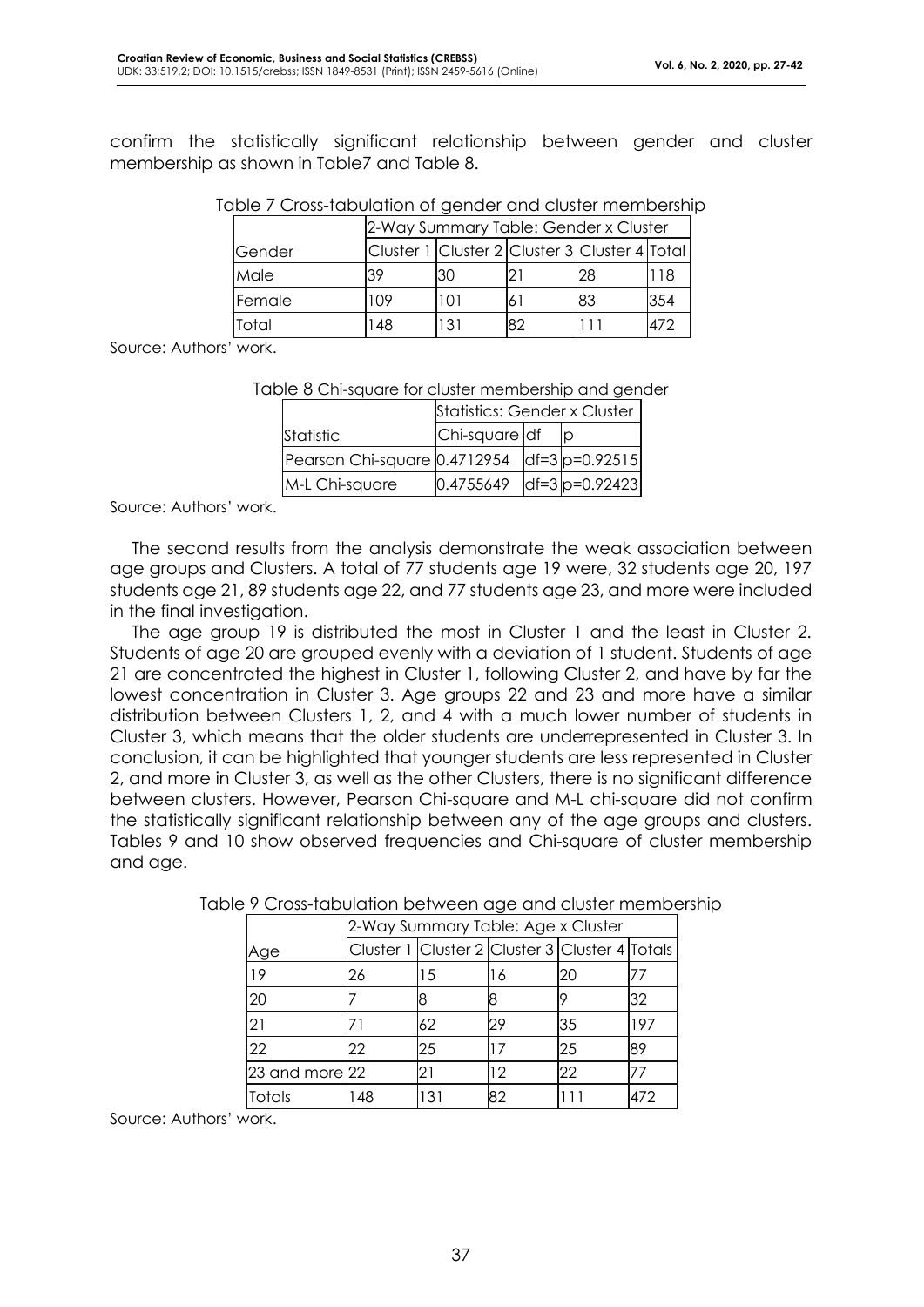confirm the statistically significant relationship between gender and cluster membership as shown in Table7 and Table 8.

Table 7 Cross-tabulation of gender and cluster membership

| | 2-Way Summary Table: Gender x Cluster | | | | |
|---|---|---|---|---|---|
| Gender | Cluster 1 | Cluster 2 | Cluster 3 | Cluster 4 | Total |
| Male | 39 | 30 | 21 | 28 | 118 |
| Female | 109 | 101 | 61 | 83 | 354 |
| Total | 148 | 131 | 82 | 111 | 472 |

Source: Authors' work.

Table 8 Chi-square for cluster membership and gender

| | Statistics: Gender x Cluster | | |
|---|---|---|---|
| Statistic | Chi-square | df | p |
| Pearson Chi-square | 0.4712954 | df=3 | p=0.92515 |
| M-L Chi-square | 0.4755649 | df=3 | p=0.92423 |

Source: Authors' work.

The second results from the analysis demonstrate the weak association between age groups and Clusters. A total of 77 students age 19 were, 32 students age 20, 197 students age 21, 89 students age 22, and 77 students age 23, and more were included in the final investigation.

The age group 19 is distributed the most in Cluster 1 and the least in Cluster 2. Students of age 20 are grouped evenly with a deviation of 1 student. Students of age 21 are concentrated the highest in Cluster 1, following Cluster 2, and have by far the lowest concentration in Cluster 3. Age groups 22 and 23 and more have a similar distribution between Clusters 1, 2, and 4 with a much lower number of students in Cluster 3, which means that the older students are underrepresented in Cluster 3. In conclusion, it can be highlighted that younger students are less represented in Cluster 2, and more in Cluster 3, as well as the other Clusters, there is no significant difference between clusters. However, Pearson Chi-square and M-L chi-square did not confirm the statistically significant relationship between any of the age groups and clusters. Tables 9 and 10 show observed frequencies and Chi-square of cluster membership and age.

Table 9 Cross-tabulation between age and cluster membership

| | 2-Way Summary Table: Age x Cluster | | | | |
|---|---|---|---|---|---|
| Age | Cluster 1 | Cluster 2 | Cluster 3 | Cluster 4 | Totals |
| 19 | 26 | 15 | 16 | 20 | 77 |
| 20 | 7 | 8 | 8 | 9 | 32 |
| 21 | 71 | 62 | 29 | 35 | 197 |
| 22 | 22 | 25 | 17 | 25 | 89 |
| 23 and more | 22 | 21 | 12 | 22 | 77 |
| Totals | 148 | 131 | 82 | 111 | 472 |

Source: Authors' work.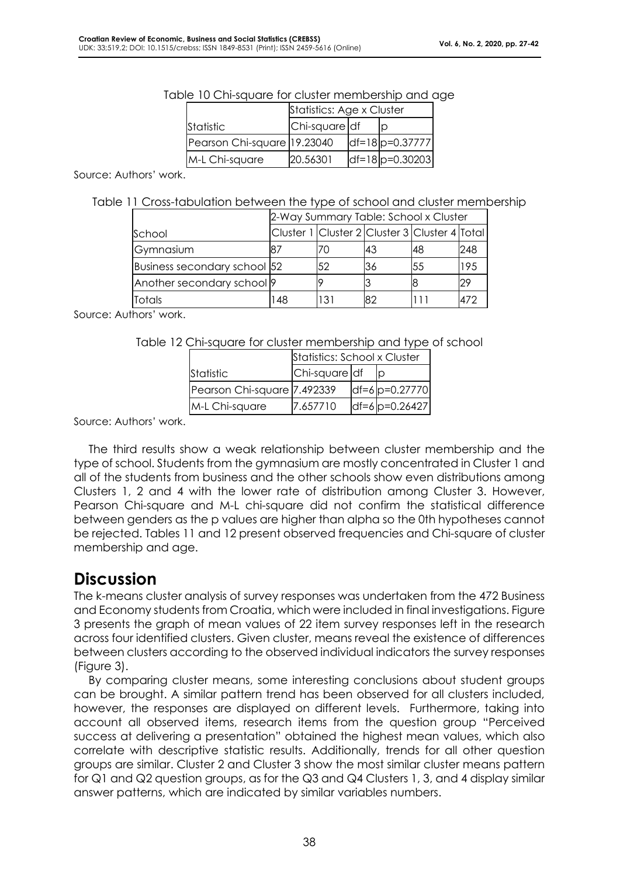Table 10 Chi-square for cluster membership and age

| | Statistics: Age x Cluster | | |
|---|---|---|---|
| Statistic | Chi-square | df | p |
| Pearson Chi-square | 19.23040 | df=18 | p=0.37777 |
| M-L Chi-square | 20.56301 | df=18 | p=0.30203 |

Source: Authors' work.

Table 11 Cross-tabulation between the type of school and cluster membership

| | 2-Way Summary Table: School x Cluster | | | | |
|---|---|---|---|---|---|
| School | Cluster 1 | Cluster 2 | Cluster 3 | Cluster 4 | Total |
| Gymnasium | 87 | 70 | 43 | 48 | 248 |
| Business secondary school | 52 | 52 | 36 | 55 | 195 |
| Another secondary school | 9 | 9 | 3 | 8 | 29 |
| Totals | 148 | 131 | 82 | 111 | 472 |

Source: Authors' work.

Table 12 Chi-square for cluster membership and type of school

| | Statistics: School x Cluster | | |
|---|---|---|---|
| Statistic | Chi-square | df | p |
| Pearson Chi-square | 7.492339 | df=6 | p=0.27770 |
| M-L Chi-square | 7.657710 | df=6 | p=0.26427 |

Source: Authors' work.

The third results show a weak relationship between cluster membership and the type of school. Students from the gymnasium are mostly concentrated in Cluster 1 and all of the students from business and the other schools show even distributions among Clusters 1, 2 and 4 with the lower rate of distribution among Cluster 3. However, Pearson Chi-square and M-L chi-square did not confirm the statistical difference between genders as the p values are higher than alpha so the 0th hypotheses cannot be rejected. Tables 11 and 12 present observed frequencies and Chi-square of cluster membership and age.

## Discussion

The k-means cluster analysis of survey responses was undertaken from the 472 Business and Economy students from Croatia, which were included in final investigations. Figure 3 presents the graph of mean values of 22 item survey responses left in the research across four identified clusters. Given cluster, means reveal the existence of differences between clusters according to the observed individual indicators the survey responses (Figure 3).

By comparing cluster means, some interesting conclusions about student groups can be brought. A similar pattern trend has been observed for all clusters included, however, the responses are displayed on different levels. Furthermore, taking into account all observed items, research items from the question group "Perceived success at delivering a presentation" obtained the highest mean values, which also correlate with descriptive statistic results. Additionally, trends for all other question groups are similar. Cluster 2 and Cluster 3 show the most similar cluster means pattern for Q1 and Q2 question groups, as for the Q3 and Q4 Clusters 1, 3, and 4 display similar answer patterns, which are indicated by similar variables numbers.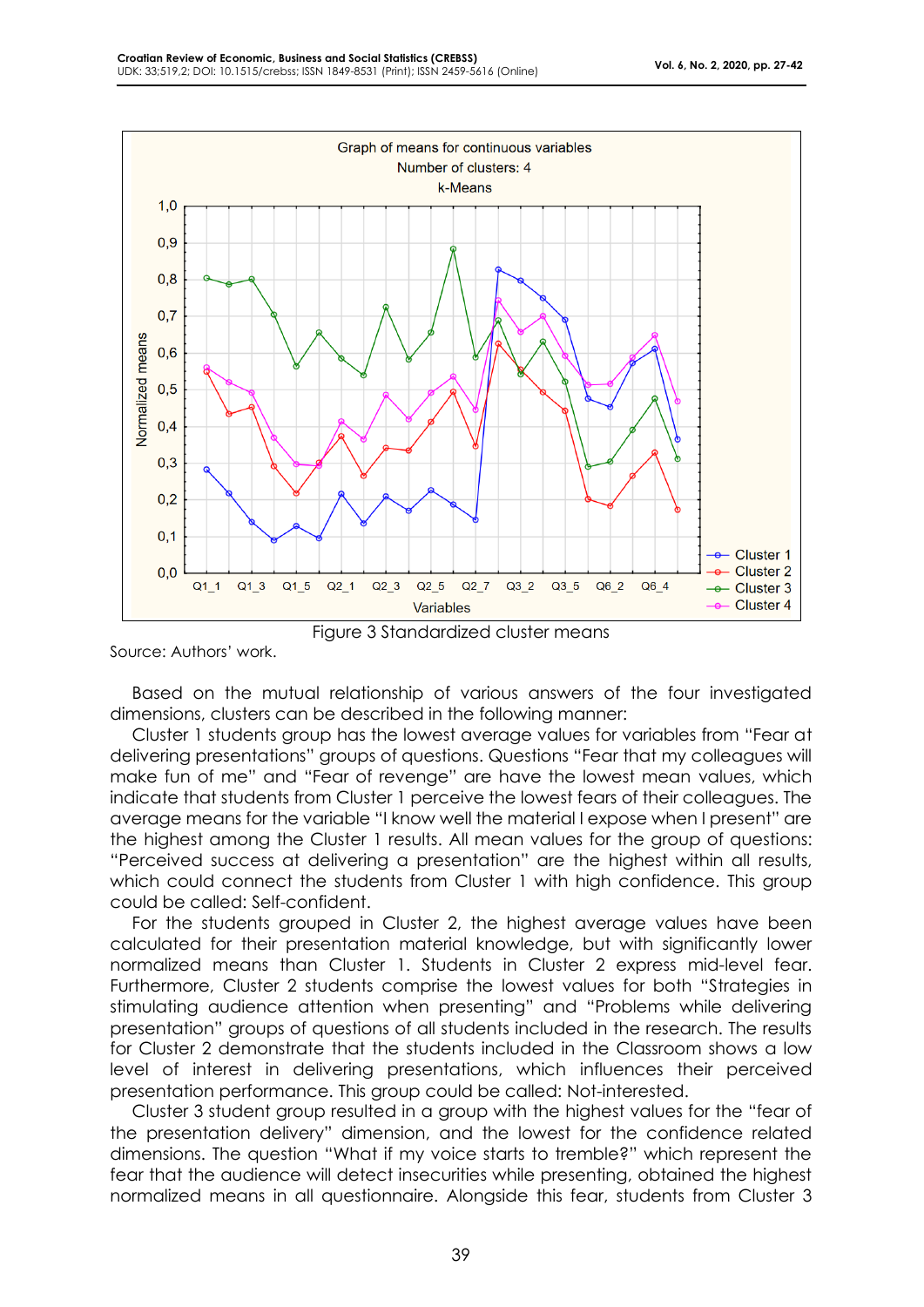Figure 3 Standardized cluster means

Source: Authors' work.

Based on the mutual relationship of various answers of the four investigated dimensions, clusters can be described in the following manner:

Cluster 1 students group has the lowest average values for variables from "Fear at delivering presentations" groups of questions. Questions "Fear that my colleagues will make fun of me" and "Fear of revenge" are have the lowest mean values, which indicate that students from Cluster 1 perceive the lowest fears of their colleagues. The average means for the variable "I know well the material I expose when I present" are the highest among the Cluster 1 results. All mean values for the group of questions: "Perceived success at delivering a presentation" are the highest within all results, which could connect the students from Cluster 1 with high confidence. This group could be called: Self-confident.

For the students grouped in Cluster 2, the highest average values have been calculated for their presentation material knowledge, but with significantly lower normalized means than Cluster 1. Students in Cluster 2 express mid-level fear. Furthermore, Cluster 2 students comprise the lowest values for both "Strategies in stimulating audience attention when presenting" and "Problems while delivering presentation" groups of questions of all students included in the research. The results for Cluster 2 demonstrate that the students included in the Classroom shows a low level of interest in delivering presentations, which influences their perceived presentation performance. This group could be called: Not-interested.

Cluster 3 student group resulted in a group with the highest values for the "fear of the presentation delivery" dimension, and the lowest for the confidence related dimensions. The question "What if my voice starts to tremble?" which represent the fear that the audience will detect insecurities while presenting, obtained the highest normalized means in all questionnaire. Alongside this fear, students from Cluster 3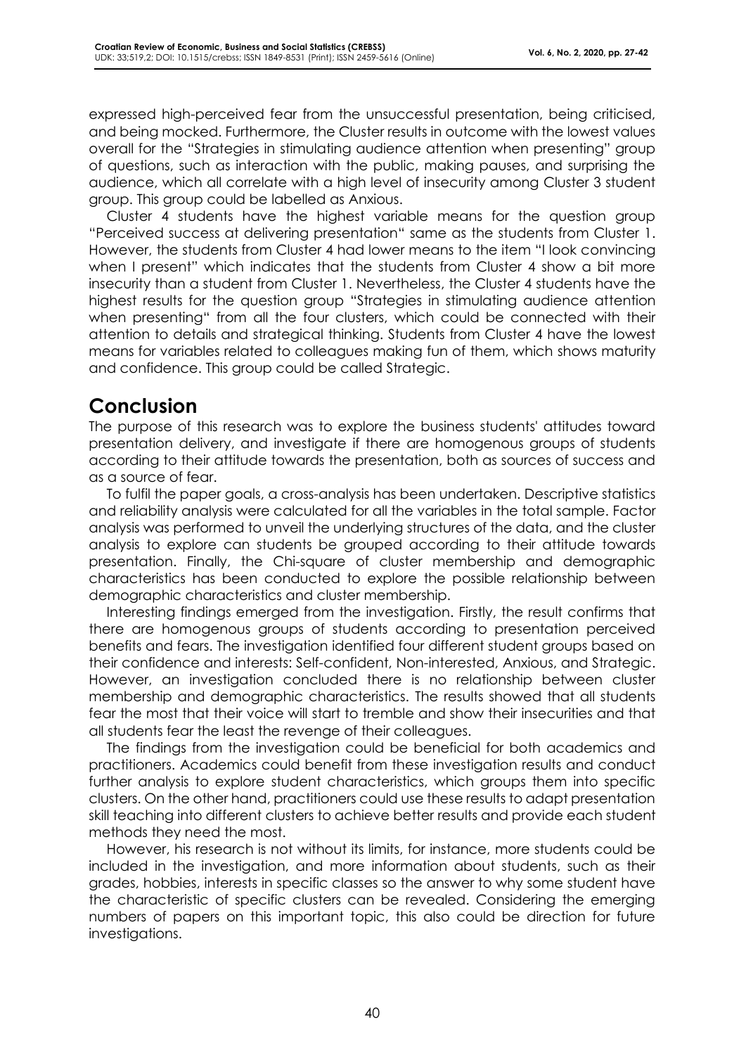expressed high-perceived fear from the unsuccessful presentation, being criticised, and being mocked. Furthermore, the Cluster results in outcome with the lowest values overall for the "Strategies in stimulating audience attention when presenting" group of questions, such as interaction with the public, making pauses, and surprising the audience, which all correlate with a high level of insecurity among Cluster 3 student group. This group could be labelled as Anxious.

Cluster 4 students have the highest variable means for the question group "Perceived success at delivering presentation" same as the students from Cluster 1. However, the students from Cluster 4 had lower means to the item "I look convincing when I present" which indicates that the students from Cluster 4 show a bit more insecurity than a student from Cluster 1. Nevertheless, the Cluster 4 students have the highest results for the question group "Strategies in stimulating audience attention when presenting" from all the four clusters, which could be connected with their attention to details and strategical thinking. Students from Cluster 4 have the lowest means for variables related to colleagues making fun of them, which shows maturity and confidence. This group could be called Strategic.

# Conclusion

The purpose of this research was to explore the business students' attitudes toward presentation delivery, and investigate if there are homogenous groups of students according to their attitude towards the presentation, both as sources of success and as a source of fear.

To fulfil the paper goals, a cross-analysis has been undertaken. Descriptive statistics and reliability analysis were calculated for all the variables in the total sample. Factor analysis was performed to unveil the underlying structures of the data, and the cluster analysis to explore can students be grouped according to their attitude towards presentation. Finally, the Chi-square of cluster membership and demographic characteristics has been conducted to explore the possible relationship between demographic characteristics and cluster membership.

Interesting findings emerged from the investigation. Firstly, the result confirms that there are homogenous groups of students according to presentation perceived benefits and fears. The investigation identified four different student groups based on their confidence and interests: Self-confident, Non-interested, Anxious, and Strategic. However, an investigation concluded there is no relationship between cluster membership and demographic characteristics. The results showed that all students fear the most that their voice will start to tremble and show their insecurities and that all students fear the least the revenge of their colleagues.

The findings from the investigation could be beneficial for both academics and practitioners. Academics could benefit from these investigation results and conduct further analysis to explore student characteristics, which groups them into specific clusters. On the other hand, practitioners could use these results to adapt presentation skill teaching into different clusters to achieve better results and provide each student methods they need the most.

However, his research is not without its limits, for instance, more students could be included in the investigation, and more information about students, such as their grades, hobbies, interests in specific classes so the answer to why some student have the characteristic of specific clusters can be revealed. Considering the emerging numbers of papers on this important topic, this also could be direction for future investigations.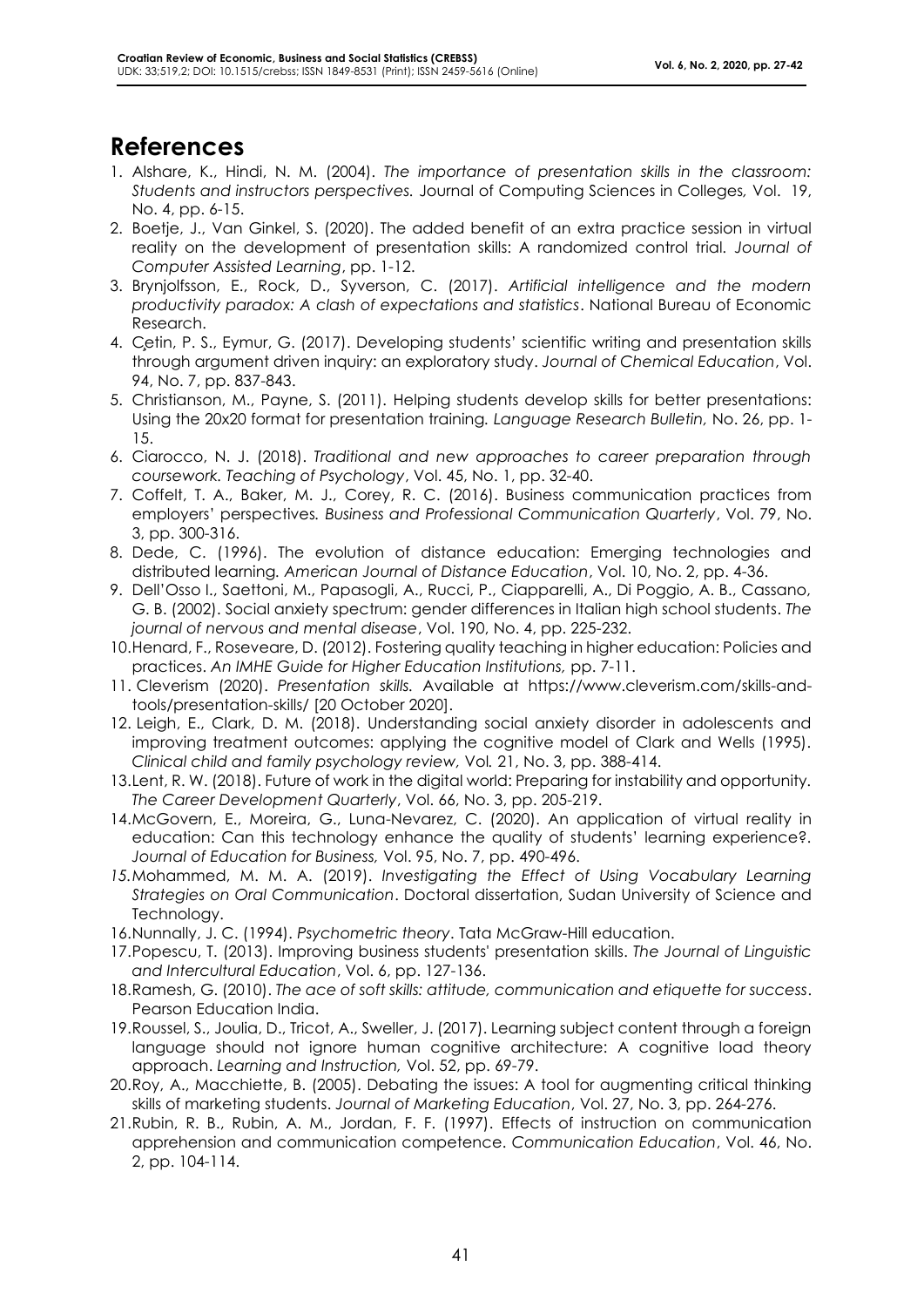# References

1. Alshare, K., Hindi, N. M. (2004). *The importance of presentation skills in the classroom: Students and instructors perspectives.* Journal of Computing Sciences in Colleges, Vol. 19, No. 4, pp. 6-15.
2. Boetje, J., Van Ginkel, S. (2020). The added benefit of an extra practice session in virtual reality on the development of presentation skills: A randomized control trial. *Journal of Computer Assisted Learning*, pp. 1-12.
3. Brynjolfsson, E., Rock, D., Syverson, C. (2017). *Artificial intelligence and the modern productivity paradox: A clash of expectations and statistics*. National Bureau of Economic Research.
4. Çetin, P. S., Eymur, G. (2017). Developing students' scientific writing and presentation skills through argument driven inquiry: an exploratory study. *Journal of Chemical Education*, Vol. 94, No. 7, pp. 837-843.
5. Christianson, M., Payne, S. (2011). Helping students develop skills for better presentations: Using the 20x20 format for presentation training. *Language Research Bulletin*, No. 26, pp. 1-15.
6. Ciarocco, N. J. (2018). *Traditional and new approaches to career preparation through coursework. Teaching of Psychology*, Vol. 45, No. 1, pp. 32-40.
7. Coffelt, T. A., Baker, M. J., Corey, R. C. (2016). Business communication practices from employers' perspectives. *Business and Professional Communication Quarterly*, Vol. 79, No. 3, pp. 300-316.
8. Dede, C. (1996). The evolution of distance education: Emerging technologies and distributed learning. *American Journal of Distance Education*, Vol. 10, No. 2, pp. 4-36.
9. Dell'Osso l., Saettoni, M., Papasogli, A., Rucci, P., Ciapparelli, A., Di Poggio, A. B., Cassano, G. B. (2002). Social anxiety spectrum: gender differences in Italian high school students. *The journal of nervous and mental disease*, Vol. 190, No. 4, pp. 225-232.
10. Henard, F., Roseveare, D. (2012). Fostering quality teaching in higher education: Policies and practices. *An IMHE Guide for Higher Education Institutions,* pp. 7-11.
11. Cleverism (2020). *Presentation skills.* Available at https://www.cleverism.com/skills-and-tools/presentation-skills/ [20 October 2020].
12. Leigh, E., Clark, D. M. (2018). Understanding social anxiety disorder in adolescents and improving treatment outcomes: applying the cognitive model of Clark and Wells (1995). *Clinical child and family psychology review,* Vol. 21, No. 3, pp. 388-414.
13. Lent, R. W. (2018). Future of work in the digital world: Preparing for instability and opportunity. *The Career Development Quarterly*, Vol. 66, No. 3, pp. 205-219.
14. McGovern, E., Moreira, G., Luna-Nevarez, C. (2020). An application of virtual reality in education: Can this technology enhance the quality of students' learning experience?. *Journal of Education for Business,* Vol. 95, No. 7, pp. 490-496.
15. Mohammed, M. M. A. (2019). *Investigating the Effect of Using Vocabulary Learning Strategies on Oral Communication*. Doctoral dissertation, Sudan University of Science and Technology.
16. Nunnally, J. C. (1994). *Psychometric theory*. Tata McGraw-Hill education.
17. Popescu, T. (2013). Improving business students' presentation skills. *The Journal of Linguistic and Intercultural Education*, Vol. 6, pp. 127-136.
18. Ramesh, G. (2010). *The ace of soft skills: attitude, communication and etiquette for success*. Pearson Education India.
19. Roussel, S., Joulia, D., Tricot, A., Sweller, J. (2017). Learning subject content through a foreign language should not ignore human cognitive architecture: A cognitive load theory approach. *Learning and Instruction,* Vol. 52, pp. 69-79.
20. Roy, A., Macchiette, B. (2005). Debating the issues: A tool for augmenting critical thinking skills of marketing students. *Journal of Marketing Education*, Vol. 27, No. 3, pp. 264-276.
21. Rubin, R. B., Rubin, A. M., Jordan, F. F. (1997). Effects of instruction on communication apprehension and communication competence. *Communication Education*, Vol. 46, No. 2, pp. 104-114.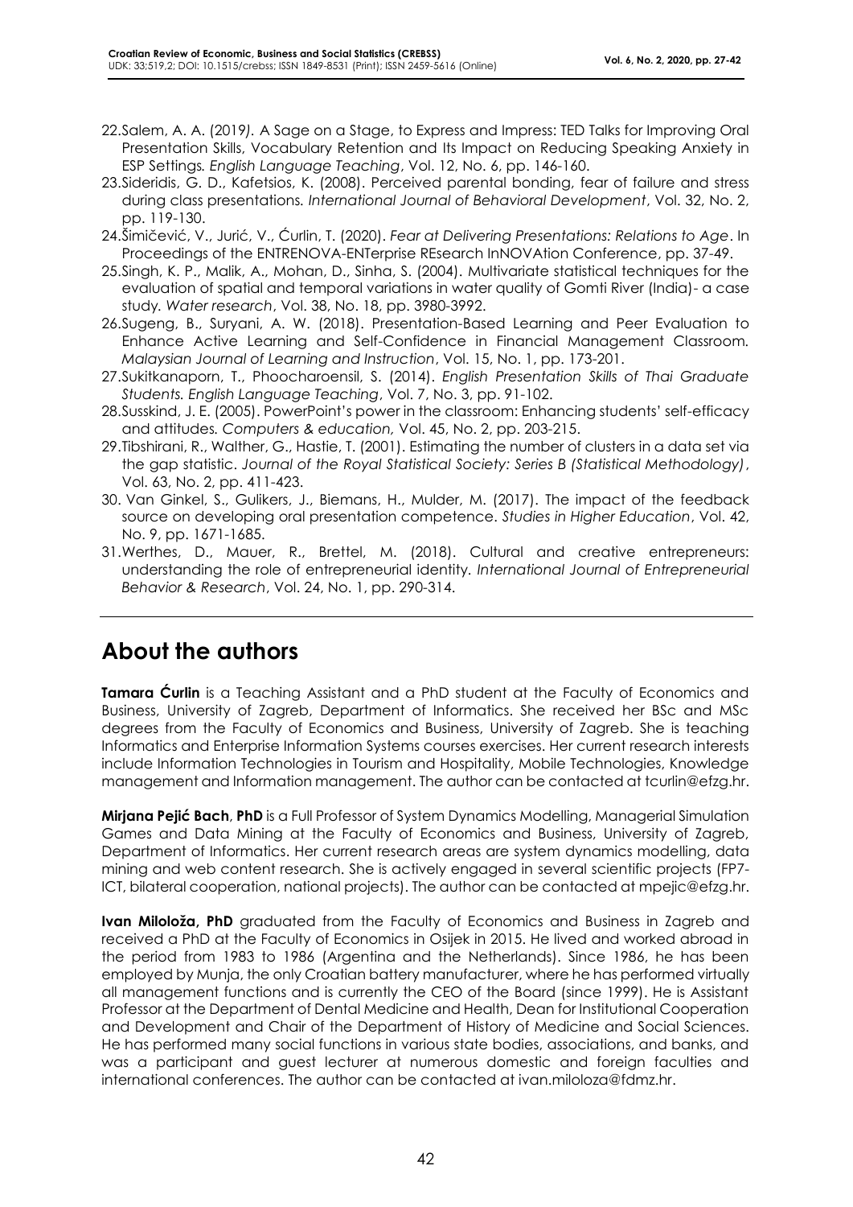22. Salem, A. A. (2019). A Sage on a Stage, to Express and Impress: TED Talks for Improving Oral Presentation Skills, Vocabulary Retention and Its Impact on Reducing Speaking Anxiety in ESP Settings. *English Language Teaching*, Vol. 12, No. 6, pp. 146-160.
23. Sideridis, G. D., Kafetsios, K. (2008). Perceived parental bonding, fear of failure and stress during class presentations. *International Journal of Behavioral Development*, Vol. 32, No. 2, pp. 119-130.
24. Šimičević, V., Jurić, V., Ćurlin, T. (2020). *Fear at Delivering Presentations: Relations to Age*. In Proceedings of the ENTRENOVA-ENTerprise REsearch InNOVAtion Conference, pp. 37-49.
25. Singh, K. P., Malik, A., Mohan, D., Sinha, S. (2004). Multivariate statistical techniques for the evaluation of spatial and temporal variations in water quality of Gomti River (India)- a case study. *Water research*, Vol. 38, No. 18, pp. 3980-3992.
26. Sugeng, B., Suryani, A. W. (2018). Presentation-Based Learning and Peer Evaluation to Enhance Active Learning and Self-Confidence in Financial Management Classroom. *Malaysian Journal of Learning and Instruction*, Vol. 15, No. 1, pp. 173-201.
27. Sukitkanaporn, T., Phoocharoensil, S. (2014). *English Presentation Skills of Thai Graduate Students. English Language Teaching*, Vol. 7, No. 3, pp. 91-102.
28. Susskind, J. E. (2005). PowerPoint's power in the classroom: Enhancing students' self-efficacy and attitudes. *Computers & education,* Vol. 45, No. 2, pp. 203-215.
29. Tibshirani, R., Walther, G., Hastie, T. (2001). Estimating the number of clusters in a data set via the gap statistic. *Journal of the Royal Statistical Society: Series B (Statistical Methodology)*, Vol. 63, No. 2, pp. 411-423.
30. Van Ginkel, S., Gulikers, J., Biemans, H., Mulder, M. (2017). The impact of the feedback source on developing oral presentation competence. *Studies in Higher Education*, Vol. 42, No. 9, pp. 1671-1685.
31. Werthes, D., Mauer, R., Brettel, M. (2018). Cultural and creative entrepreneurs: understanding the role of entrepreneurial identity. *International Journal of Entrepreneurial Behavior & Research*, Vol. 24, No. 1, pp. 290-314.

## About the authors

**Tamara Ćurlin** is a Teaching Assistant and a PhD student at the Faculty of Economics and Business, University of Zagreb, Department of Informatics. She received her BSc and MSc degrees from the Faculty of Economics and Business, University of Zagreb. She is teaching Informatics and Enterprise Information Systems courses exercises. Her current research interests include Information Technologies in Tourism and Hospitality, Mobile Technologies, Knowledge management and Information management. The author can be contacted at tcurlin@efzg.hr.

**Mirjana Pejić Bach**, **PhD** is a Full Professor of System Dynamics Modelling, Managerial Simulation Games and Data Mining at the Faculty of Economics and Business, University of Zagreb, Department of Informatics. Her current research areas are system dynamics modelling, data mining and web content research. She is actively engaged in several scientific projects (FP7-ICT, bilateral cooperation, national projects). The author can be contacted at mpejic@efzg.hr.

**Ivan Miloloža, PhD** graduated from the Faculty of Economics and Business in Zagreb and received a PhD at the Faculty of Economics in Osijek in 2015. He lived and worked abroad in the period from 1983 to 1986 (Argentina and the Netherlands). Since 1986, he has been employed by Munja, the only Croatian battery manufacturer, where he has performed virtually all management functions and is currently the CEO of the Board (since 1999). He is Assistant Professor at the Department of Dental Medicine and Health, Dean for Institutional Cooperation and Development and Chair of the Department of History of Medicine and Social Sciences. He has performed many social functions in various state bodies, associations, and banks, and was a participant and guest lecturer at numerous domestic and foreign faculties and international conferences. The author can be contacted at ivan.miloloza@fdmz.hr.